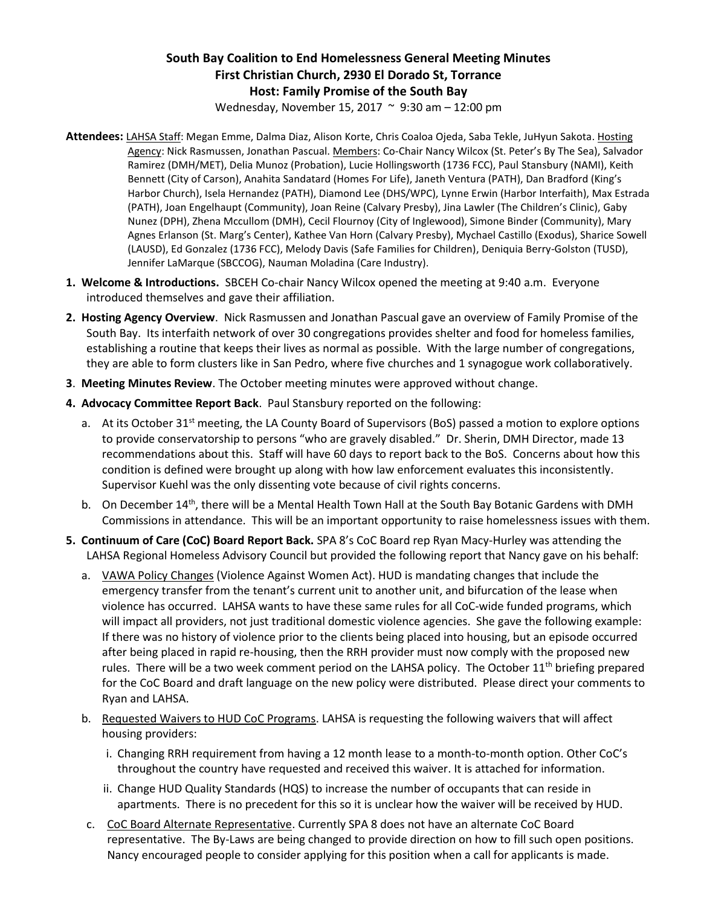# South Bay Coalition to End Homelessness General Meeting Minutes
## First Christian Church, 2930 El Dorado St, Torrance
## Host: Family Promise of the South Bay

Wednesday, November 15, 2017 ~ 9:30 am – 12:00 pm

**Attendees:** LAHSA Staff: Megan Emme, Dalma Diaz, Alison Korte, Chris Coaloa Ojeda, Saba Tekle, JuHyun Sakota. Hosting Agency: Nick Rasmussen, Jonathan Pascual. Members: Co-Chair Nancy Wilcox (St. Peter's By The Sea), Salvador Ramirez (DMH/MET), Delia Munoz (Probation), Lucie Hollingsworth (1736 FCC), Paul Stansbury (NAMI), Keith Bennett (City of Carson), Anahita Sandatard (Homes For Life), Janeth Ventura (PATH), Dan Bradford (King's Harbor Church), Isela Hernandez (PATH), Diamond Lee (DHS/WPC), Lynne Erwin (Harbor Interfaith), Max Estrada (PATH), Joan Engelhaupt (Community), Joan Reine (Calvary Presby), Jina Lawler (The Children's Clinic), Gaby Nunez (DPH), Zhena Mccullom (DMH), Cecil Flournoy (City of Inglewood), Simone Binder (Community), Mary Agnes Erlanson (St. Marg's Center), Kathee Van Horn (Calvary Presby), Mychael Castillo (Exodus), Sharice Sowell (LAUSD), Ed Gonzalez (1736 FCC), Melody Davis (Safe Families for Children), Deniquia Berry-Golston (TUSD), Jennifer LaMarque (SBCCOG), Nauman Moladina (Care Industry).

1. **Welcome & Introductions.** SBCEH Co-chair Nancy Wilcox opened the meeting at 9:40 a.m. Everyone introduced themselves and gave their affiliation.

2. **Hosting Agency Overview**. Nick Rasmussen and Jonathan Pascual gave an overview of Family Promise of the South Bay. Its interfaith network of over 30 congregations provides shelter and food for homeless families, establishing a routine that keeps their lives as normal as possible. With the large number of congregations, they are able to form clusters like in San Pedro, where five churches and 1 synagogue work collaboratively.

3. **Meeting Minutes Review**. The October meeting minutes were approved without change.

4. **Advocacy Committee Report Back**. Paul Stansbury reported on the following:

   a. At its October 31st meeting, the LA County Board of Supervisors (BoS) passed a motion to explore options to provide conservatorship to persons "who are gravely disabled." Dr. Sherin, DMH Director, made 13 recommendations about this. Staff will have 60 days to report back to the BoS. Concerns about how this condition is defined were brought up along with how law enforcement evaluates this inconsistently. Supervisor Kuehl was the only dissenting vote because of civil rights concerns.

   b. On December 14th, there will be a Mental Health Town Hall at the South Bay Botanic Gardens with DMH Commissions in attendance. This will be an important opportunity to raise homelessness issues with them.

5. **Continuum of Care (CoC) Board Report Back.** SPA 8's CoC Board rep Ryan Macy-Hurley was attending the LAHSA Regional Homeless Advisory Council but provided the following report that Nancy gave on his behalf:

   a. VAWA Policy Changes (Violence Against Women Act). HUD is mandating changes that include the emergency transfer from the tenant's current unit to another unit, and bifurcation of the lease when violence has occurred. LAHSA wants to have these same rules for all CoC-wide funded programs, which will impact all providers, not just traditional domestic violence agencies. She gave the following example: If there was no history of violence prior to the clients being placed into housing, but an episode occurred after being placed in rapid re-housing, then the RRH provider must now comply with the proposed new rules. There will be a two week comment period on the LAHSA policy. The October 11th briefing prepared for the CoC Board and draft language on the new policy were distributed. Please direct your comments to Ryan and LAHSA.

   b. Requested Waivers to HUD CoC Programs. LAHSA is requesting the following waivers that will affect housing providers:

      i. Changing RRH requirement from having a 12 month lease to a month-to-month option. Other CoC's throughout the country have requested and received this waiver. It is attached for information.

      ii. Change HUD Quality Standards (HQS) to increase the number of occupants that can reside in apartments. There is no precedent for this so it is unclear how the waiver will be received by HUD.

   c. CoC Board Alternate Representative. Currently SPA 8 does not have an alternate CoC Board representative. The By-Laws are being changed to provide direction on how to fill such open positions. Nancy encouraged people to consider applying for this position when a call for applicants is made.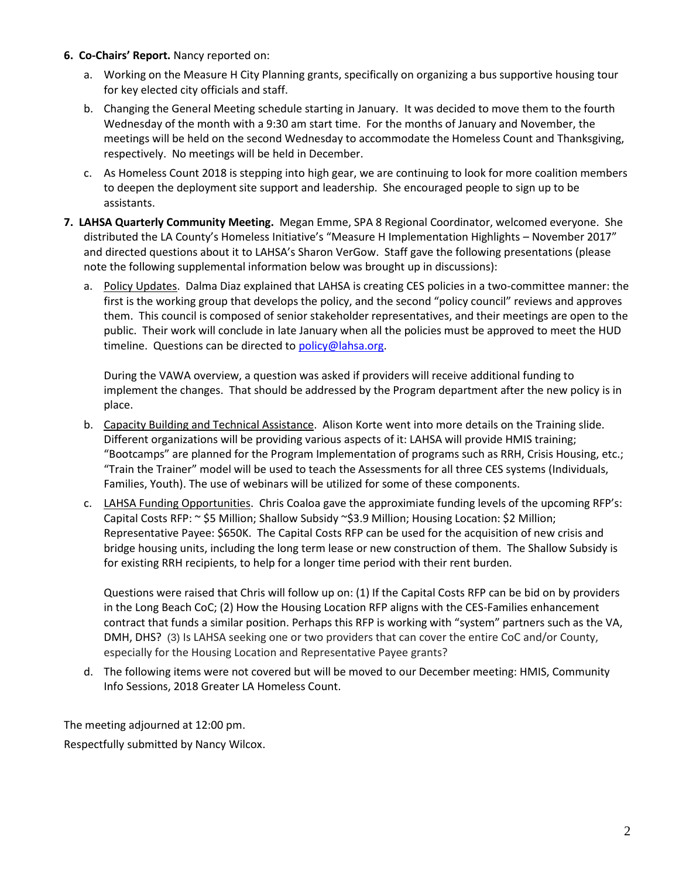6. **Co-Chairs' Report.** Nancy reported on:

   a. Working on the Measure H City Planning grants, specifically on organizing a bus supportive housing tour for key elected city officials and staff.

   b. Changing the General Meeting schedule starting in January. It was decided to move them to the fourth Wednesday of the month with a 9:30 am start time. For the months of January and November, the meetings will be held on the second Wednesday to accommodate the Homeless Count and Thanksgiving, respectively. No meetings will be held in December.

   c. As Homeless Count 2018 is stepping into high gear, we are continuing to look for more coalition members to deepen the deployment site support and leadership. She encouraged people to sign up to be assistants.

7. **LAHSA Quarterly Community Meeting.** Megan Emme, SPA 8 Regional Coordinator, welcomed everyone. She distributed the LA County's Homeless Initiative's "Measure H Implementation Highlights – November 2017" and directed questions about it to LAHSA's Sharon VerGow. Staff gave the following presentations (please note the following supplemental information below was brought up in discussions):

   a. Policy Updates. Dalma Diaz explained that LAHSA is creating CES policies in a two-committee manner: the first is the working group that develops the policy, and the second "policy council" reviews and approves them. This council is composed of senior stakeholder representatives, and their meetings are open to the public. Their work will conclude in late January when all the policies must be approved to meet the HUD timeline. Questions can be directed to policy@lahsa.org.

      During the VAWA overview, a question was asked if providers will receive additional funding to implement the changes. That should be addressed by the Program department after the new policy is in place.

   b. Capacity Building and Technical Assistance. Alison Korte went into more details on the Training slide. Different organizations will be providing various aspects of it: LAHSA will provide HMIS training; "Bootcamps" are planned for the Program Implementation of programs such as RRH, Crisis Housing, etc.; "Train the Trainer" model will be used to teach the Assessments for all three CES systems (Individuals, Families, Youth). The use of webinars will be utilized for some of these components.

   c. LAHSA Funding Opportunities. Chris Coaloa gave the approximiate funding levels of the upcoming RFP's: Capital Costs RFP: ~ $5 Million; Shallow Subsidy ~$3.9 Million; Housing Location: $2 Million; Representative Payee: $650K. The Capital Costs RFP can be used for the acquisition of new crisis and bridge housing units, including the long term lease or new construction of them. The Shallow Subsidy is for existing RRH recipients, to help for a longer time period with their rent burden.

      Questions were raised that Chris will follow up on: (1) If the Capital Costs RFP can be bid on by providers in the Long Beach CoC; (2) How the Housing Location RFP aligns with the CES-Families enhancement contract that funds a similar position. Perhaps this RFP is working with "system" partners such as the VA, DMH, DHS? (3) Is LAHSA seeking one or two providers that can cover the entire CoC and/or County, especially for the Housing Location and Representative Payee grants?

   d. The following items were not covered but will be moved to our December meeting: HMIS, Community Info Sessions, 2018 Greater LA Homeless Count.

The meeting adjourned at 12:00 pm.

Respectfully submitted by Nancy Wilcox.